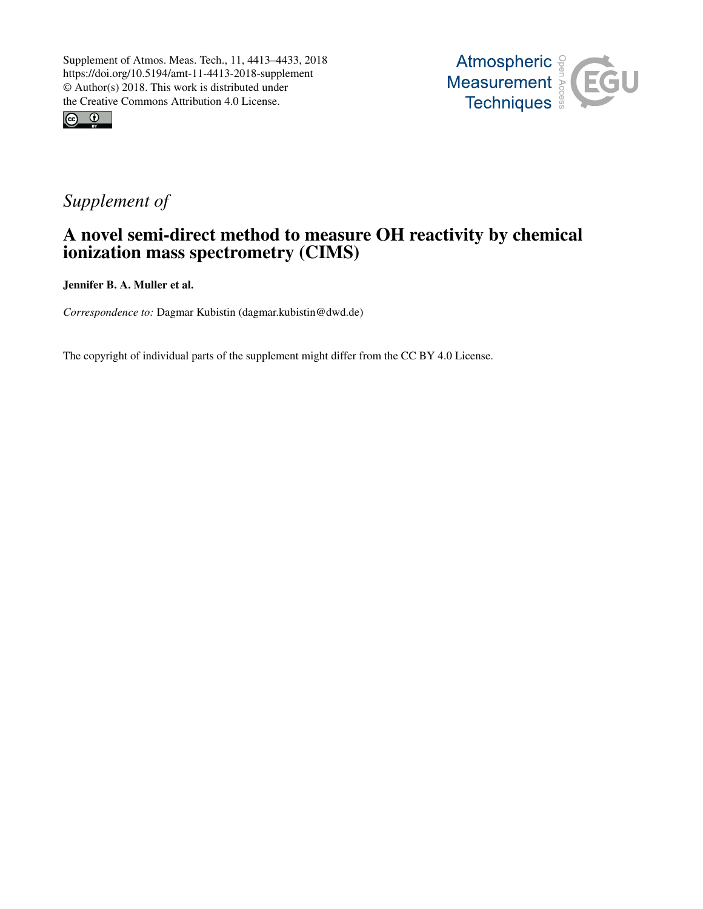Supplement of Atmos. Meas. Tech., 11, 4413–4433, 2018
https://doi.org/10.5194/amt-11-4413-2018-supplement
© Author(s) 2018. This work is distributed under
the Creative Commons Attribution 4.0 License.

*Supplement of*

# A novel semi-direct method to measure OH reactivity by chemical ionization mass spectrometry (CIMS)

**Jennifer B. A. Muller et al.**

*Correspondence to:* Dagmar Kubistin (dagmar.kubistin@dwd.de)

The copyright of individual parts of the supplement might differ from the CC BY 4.0 License.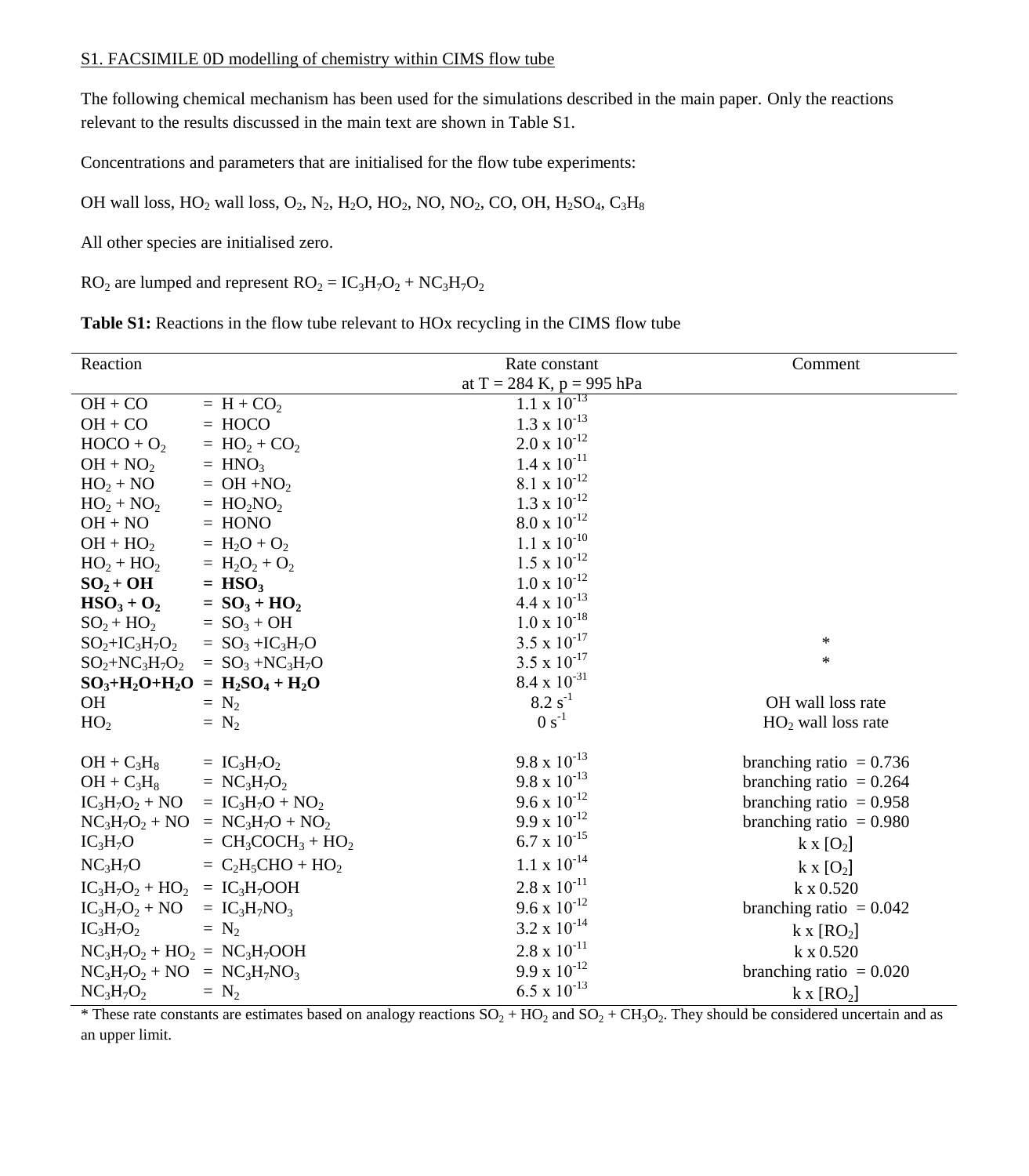S1. FACSIMILE 0D modelling of chemistry within CIMS flow tube

The following chemical mechanism has been used for the simulations described in the main paper. Only the reactions relevant to the results discussed in the main text are shown in Table S1.

Concentrations and parameters that are initialised for the flow tube experiments:

OH wall loss, $HO_2$ wall loss, $O_2$, $N_2$, $H_2O$, $HO_2$, NO, $NO_2$, CO, OH, $H_2SO_4$, $C_3H_8$

All other species are initialised zero.

$RO_2$ are lumped and represent $RO_2 = IC_3H_7O_2 + NC_3H_7O_2$

**Table S1:** Reactions in the flow tube relevant to HOx recycling in the CIMS flow tube

| Reaction | | Rate constant at T = 284 K, p = 995 hPa | Comment |
|---|---|---|---|
| OH + CO | = H + $CO_2$ | $1.1 \times 10^{-13}$ | |
| OH + CO | = HOCO | $1.3 \times 10^{-13}$ | |
| HOCO + $O_2$ | = $HO_2$ + $CO_2$ | $2.0 \times 10^{-12}$ | |
| OH + $NO_2$ | = $HNO_3$ | $1.4 \times 10^{-11}$ | |
| $HO_2$ + NO | = OH + $NO_2$ | $8.1 \times 10^{-12}$ | |
| $HO_2$ + $NO_2$ | = $HO_2NO_2$ | $1.3 \times 10^{-12}$ | |
| OH + NO | = HONO | $8.0 \times 10^{-12}$ | |
| OH + $HO_2$ | = $H_2O$ + $O_2$ | $1.1 \times 10^{-10}$ | |
| $HO_2$ + $HO_2$ | = $H_2O_2$ + $O_2$ | $1.5 \times 10^{-12}$ | |
| **$SO_2$ + OH** | **= $HSO_3$** | $1.0 \times 10^{-12}$ | |
| **$HSO_3$ + $O_2$** | **= $SO_3$ + $HO_2$** | $4.4 \times 10^{-13}$ | |
| $SO_2$ + $HO_2$ | = $SO_3$ + OH | $1.0 \times 10^{-18}$ | |
| $SO_2$+$IC_3H_7O_2$ | = $SO_3$ +$IC_3H_7O$ | $3.5 \times 10^{-17}$ | * |
| $SO_2$+$NC_3H_7O_2$ | = $SO_3$ +$NC_3H_7O$ | $3.5 \times 10^{-17}$ | * |
| **$SO_3$+$H_2O$+$H_2O$** | **= $H_2SO_4$ + $H_2O$** | $8.4 \times 10^{-31}$ | |
| OH | = $N_2$ | $8.2\ s^{-1}$ | OH wall loss rate |
| $HO_2$ | = $N_2$ | $0\ s^{-1}$ | $HO_2$ wall loss rate |
| OH + $C_3H_8$ | = $IC_3H_7O_2$ | $9.8 \times 10^{-13}$ | branching ratio = 0.736 |
| OH + $C_3H_8$ | = $NC_3H_7O_2$ | $9.8 \times 10^{-13}$ | branching ratio = 0.264 |
| $IC_3H_7O_2$ + NO | = $IC_3H_7O$ + $NO_2$ | $9.6 \times 10^{-12}$ | branching ratio = 0.958 |
| $NC_3H_7O_2$ + NO | = $NC_3H_7O$ + $NO_2$ | $9.9 \times 10^{-12}$ | branching ratio = 0.980 |
| $IC_3H_7O$ | = $CH_3COCH_3$ + $HO_2$ | $6.7 \times 10^{-15}$ | k x [$O_2$] |
| $NC_3H_7O$ | = $C_2H_5CHO$ + $HO_2$ | $1.1 \times 10^{-14}$ | k x [$O_2$] |
| $IC_3H_7O_2$ + $HO_2$ | = $IC_3H_7OOH$ | $2.8 \times 10^{-11}$ | k x 0.520 |
| $IC_3H_7O_2$ + NO | = $IC_3H_7NO_3$ | $9.6 \times 10^{-12}$ | branching ratio = 0.042 |
| $IC_3H_7O_2$ | = $N_2$ | $3.2 \times 10^{-14}$ | k x [$RO_2$] |
| $NC_3H_7O_2$ + $HO_2$ | = $NC_3H_7OOH$ | $2.8 \times 10^{-11}$ | k x 0.520 |
| $NC_3H_7O_2$ + NO | = $NC_3H_7NO_3$ | $9.9 \times 10^{-12}$ | branching ratio = 0.020 |
| $NC_3H_7O_2$ | = $N_2$ | $6.5 \times 10^{-13}$ | k x [$RO_2$] |

* These rate constants are estimates based on analogy reactions $SO_2$ + $HO_2$ and $SO_2$ + $CH_3O_2$. They should be considered uncertain and as an upper limit.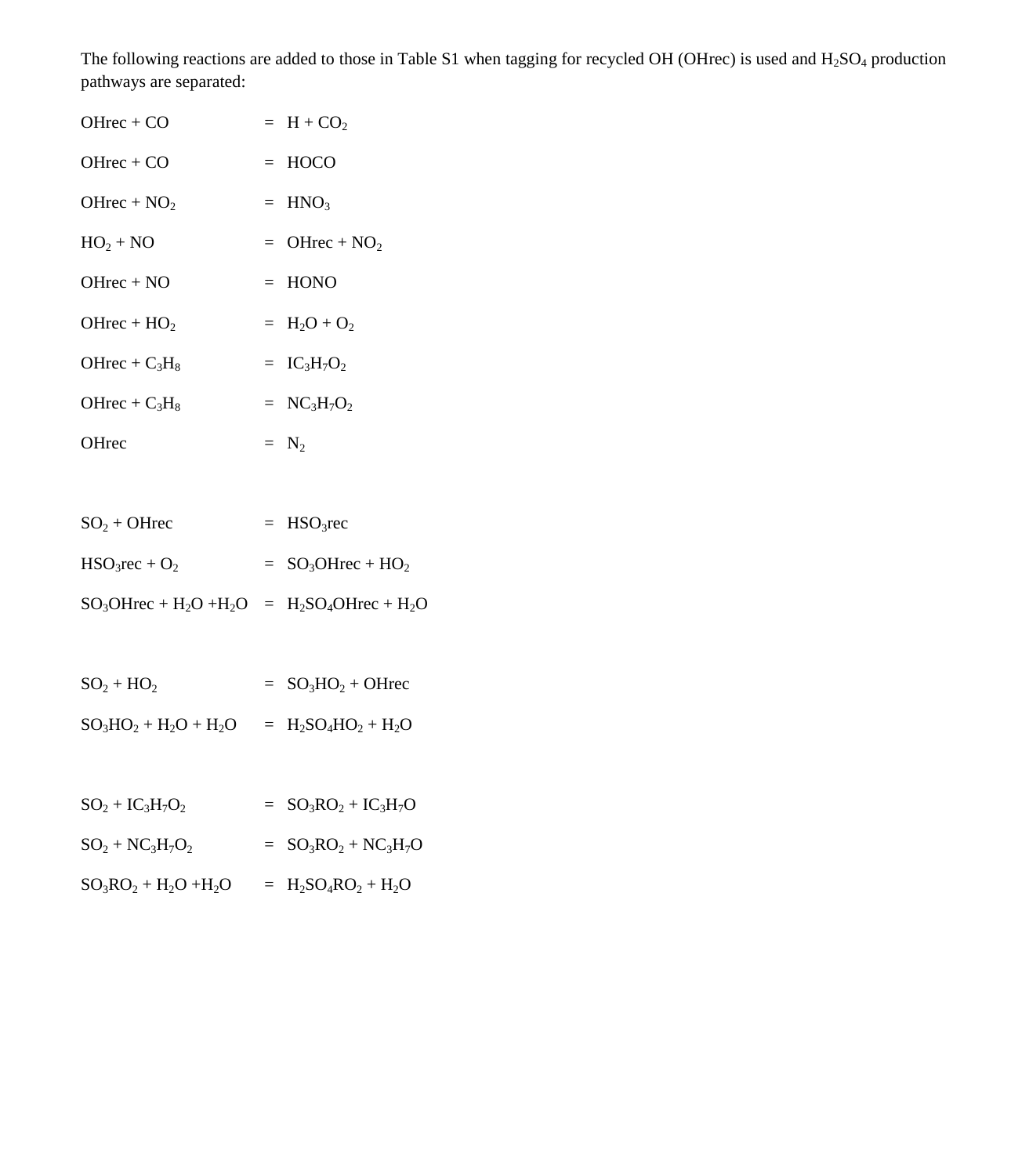The following reactions are added to those in Table S1 when tagging for recycled OH (OHrec) is used and $H_2SO_4$ production pathways are separated:

| | | |
|---|---|---|
| OHrec + CO | = | H + $CO_2$ |
| OHrec + CO | = | HOCO |
| OHrec + $NO_2$ | = | $HNO_3$ |
| $HO_2$ + NO | = | OHrec + $NO_2$ |
| OHrec + NO | = | HONO |
| OHrec + $HO_2$ | = | $H_2O$ + $O_2$ |
| OHrec + $C_3H_8$ | = | $IC_3H_7O_2$ |
| OHrec + $C_3H_8$ | = | $NC_3H_7O_2$ |
| OHrec | = | $N_2$ |

| | | |
|---|---|---|
| $SO_2$ + OHrec | = | $HSO_3$rec |
| $HSO_3$rec + $O_2$ | = | $SO_3$OHrec + $HO_2$ |
| $SO_3$OHrec + $H_2O$ +$H_2O$ | = | $H_2SO_4$OHrec + $H_2O$ |

| | | |
|---|---|---|
| $SO_2$ + $HO_2$ | = | $SO_3HO_2$ + OHrec |
| $SO_3HO_2$ + $H_2O$ + $H_2O$ | = | $H_2SO_4HO_2$ + $H_2O$ |

| | | |
|---|---|---|
| $SO_2$ + $IC_3H_7O_2$ | = | $SO_3RO_2$ + $IC_3H_7O$ |
| $SO_2$ + $NC_3H_7O_2$ | = | $SO_3RO_2$ + $NC_3H_7O$ |
| $SO_3RO_2$ + $H_2O$ +$H_2O$ | = | $H_2SO_4RO_2$ + $H_2O$ |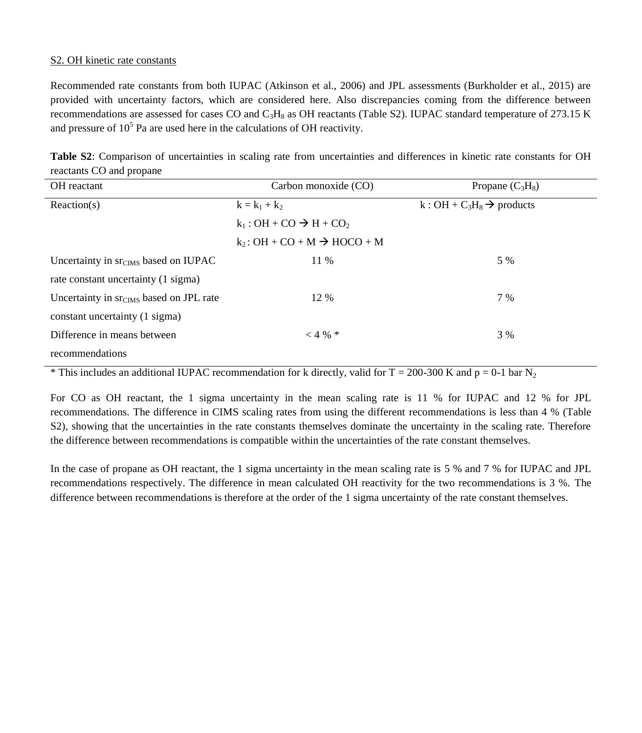S2. OH kinetic rate constants

Recommended rate constants from both IUPAC (Atkinson et al., 2006) and JPL assessments (Burkholder et al., 2015) are provided with uncertainty factors, which are considered here. Also discrepancies coming from the difference between recommendations are assessed for cases CO and $C_3H_8$ as OH reactants (Table S2). IUPAC standard temperature of 273.15 K and pressure of $10^5$ Pa are used here in the calculations of OH reactivity.

**Table S2**: Comparison of uncertainties in scaling rate from uncertainties and differences in kinetic rate constants for OH reactants CO and propane

| OH reactant | Carbon monoxide (CO) | Propane ($C_3H_8$) |
|---|---|---|
| Reaction(s) | $k = k_1 + k_2$<br>$k_1$ : OH + CO → H + $CO_2$<br>$k_2$ : OH + CO + M → HOCO + M | k : OH + $C_3H_8$ → products |
| Uncertainty in $sr_{CIMS}$ based on IUPAC rate constant uncertainty (1 sigma) | 11 % | 5 % |
| Uncertainty in $sr_{CIMS}$ based on JPL rate constant uncertainty (1 sigma) | 12 % | 7 % |
| Difference in means between recommendations | < 4 % * | 3 % |

* This includes an additional IUPAC recommendation for k directly, valid for T = 200-300 K and p = 0-1 bar $N_2$

For CO as OH reactant, the 1 sigma uncertainty in the mean scaling rate is 11 % for IUPAC and 12 % for JPL recommendations. The difference in CIMS scaling rates from using the different recommendations is less than 4 % (Table S2), showing that the uncertainties in the rate constants themselves dominate the uncertainty in the scaling rate. Therefore the difference between recommendations is compatible within the uncertainties of the rate constant themselves.

In the case of propane as OH reactant, the 1 sigma uncertainty in the mean scaling rate is 5 % and 7 % for IUPAC and JPL recommendations respectively. The difference in mean calculated OH reactivity for the two recommendations is 3 %. The difference between recommendations is therefore at the order of the 1 sigma uncertainty of the rate constant themselves.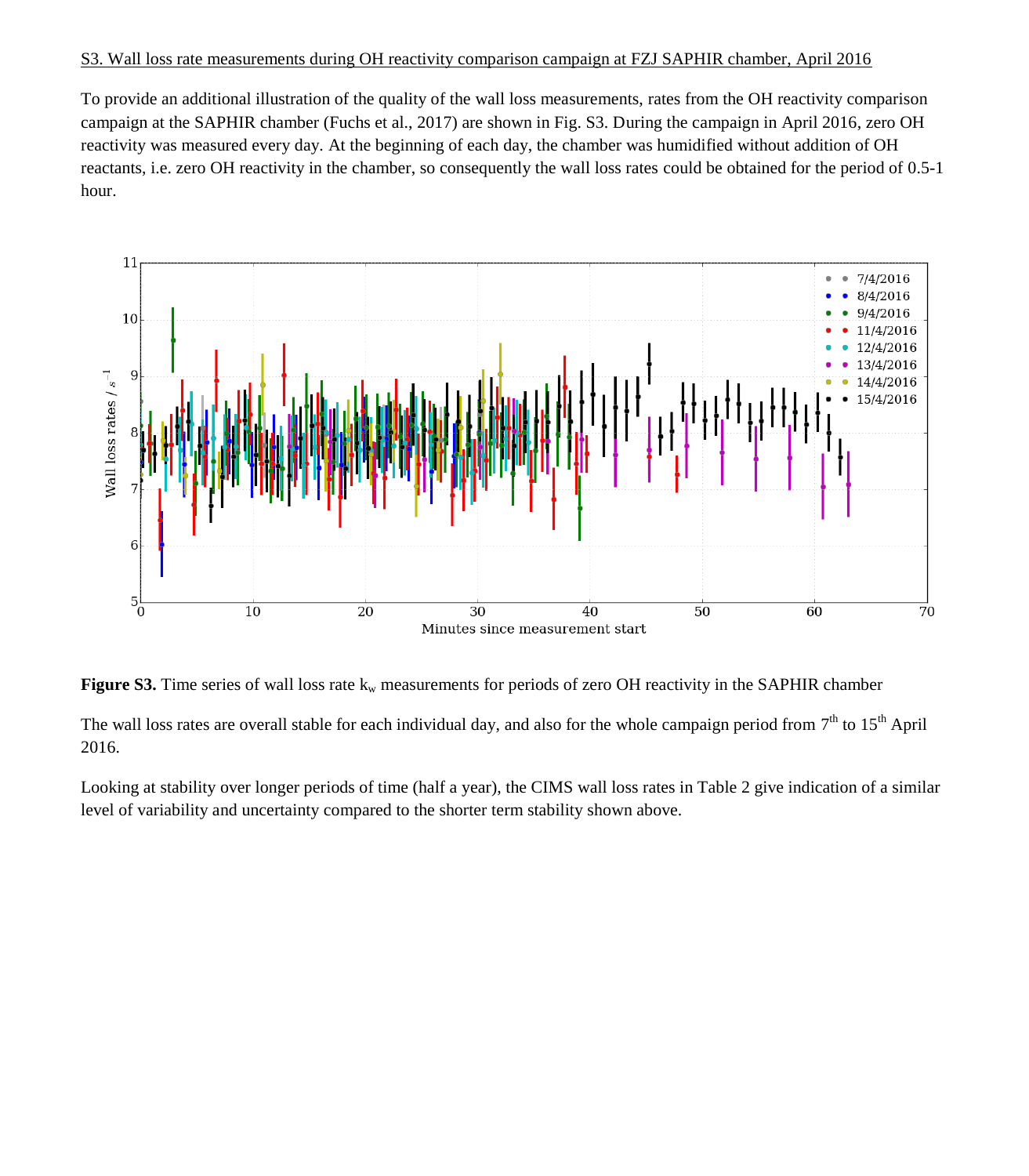S3. Wall loss rate measurements during OH reactivity comparison campaign at FZJ SAPHIR chamber, April 2016

To provide an additional illustration of the quality of the wall loss measurements, rates from the OH reactivity comparison campaign at the SAPHIR chamber (Fuchs et al., 2017) are shown in Fig. S3. During the campaign in April 2016, zero OH reactivity was measured every day. At the beginning of each day, the chamber was humidified without addition of OH reactants, i.e. zero OH reactivity in the chamber, so consequently the wall loss rates could be obtained for the period of 0.5-1 hour.

Wall loss rates / $s^{-1}$

11
10
9
8
7
6
5

0
10
20
30
40
50
60
70

Minutes since measurement start

7/4/2016
8/4/2016
9/4/2016
11/4/2016
12/4/2016
13/4/2016
14/4/2016
15/4/2016

**Figure S3.** Time series of wall loss rate $k_w$ measurements for periods of zero OH reactivity in the SAPHIR chamber

The wall loss rates are overall stable for each individual day, and also for the whole campaign period from 7th to 15th April 2016.

Looking at stability over longer periods of time (half a year), the CIMS wall loss rates in Table 2 give indication of a similar level of variability and uncertainty compared to the shorter term stability shown above.